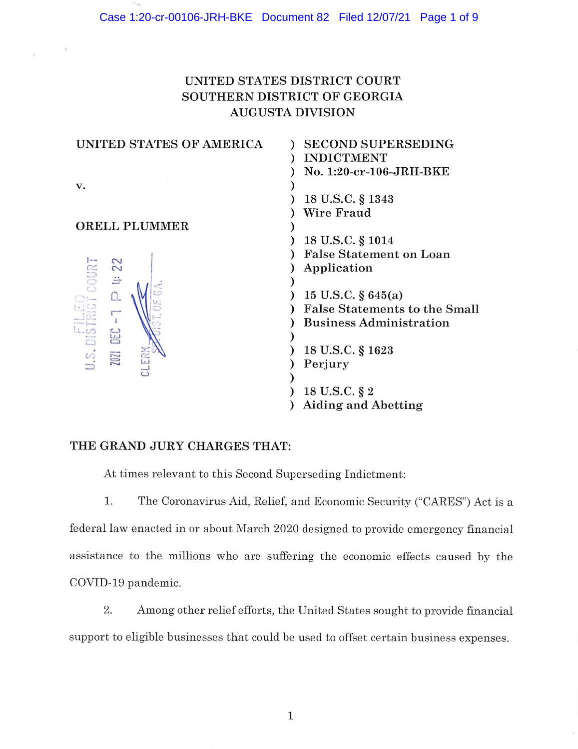# UNITED STATES DISTRICT COURT
# SOUTHERN DISTRICT OF GEORGIA
# AUGUSTA DIVISION

| | |
|---|---|
| UNITED STATES OF AMERICA | ) SECOND SUPERSEDING<br>) INDICTMENT<br>) No. 1:20-cr-106-JRH-BKE |
| v. | )<br>) 18 U.S.C. § 1343<br>) Wire Fraud |
| ORELL PLUMMER | )<br>) 18 U.S.C. § 1014<br>) False Statement on Loan<br>) Application<br>)<br>) 15 U.S.C. § 645(a)<br>) False Statements to the Small<br>) Business Administration<br>)<br>) 18 U.S.C. § 1623<br>) Perjury<br>)<br>) 18 U.S.C. § 2<br>) Aiding and Abetting |

FILED
U.S. DISTRICT COURT
2021 DEC -7 P 4: 22
CLERK
SO. DIST. OF GA.

**THE GRAND JURY CHARGES THAT:**

At times relevant to this Second Superseding Indictment:

1. The Coronavirus Aid, Relief, and Economic Security ("CARES") Act is a federal law enacted in or about March 2020 designed to provide emergency financial assistance to the millions who are suffering the economic effects caused by the COVID-19 pandemic.

2. Among other relief efforts, the United States sought to provide financial support to eligible businesses that could be used to offset certain business expenses.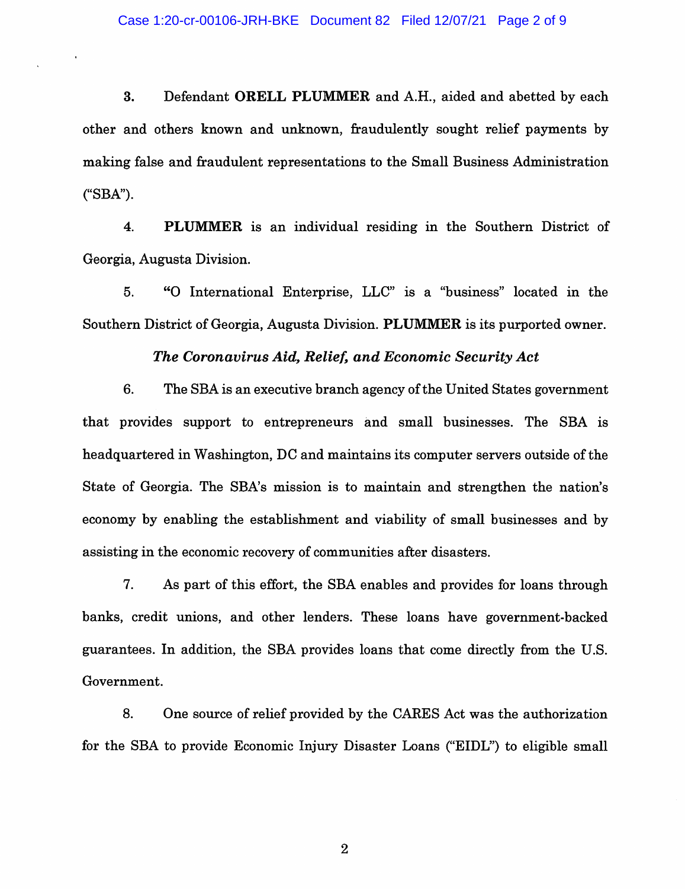3. Defendant **ORELL PLUMMER** and A.H., aided and abetted by each other and others known and unknown, fraudulently sought relief payments by making false and fraudulent representations to the Small Business Administration ("SBA").

4. **PLUMMER** is an individual residing in the Southern District of Georgia, Augusta Division.

5. "O International Enterprise, LLC" is a "business" located in the Southern District of Georgia, Augusta Division. **PLUMMER** is its purported owner.

### *The Coronavirus Aid, Relief, and Economic Security Act*

6. The SBA is an executive branch agency of the United States government that provides support to entrepreneurs and small businesses. The SBA is headquartered in Washington, DC and maintains its computer servers outside of the State of Georgia. The SBA's mission is to maintain and strengthen the nation's economy by enabling the establishment and viability of small businesses and by assisting in the economic recovery of communities after disasters.

7. As part of this effort, the SBA enables and provides for loans through banks, credit unions, and other lenders. These loans have government-backed guarantees. In addition, the SBA provides loans that come directly from the U.S. Government.

8. One source of relief provided by the CARES Act was the authorization for the SBA to provide Economic Injury Disaster Loans ("EIDL") to eligible small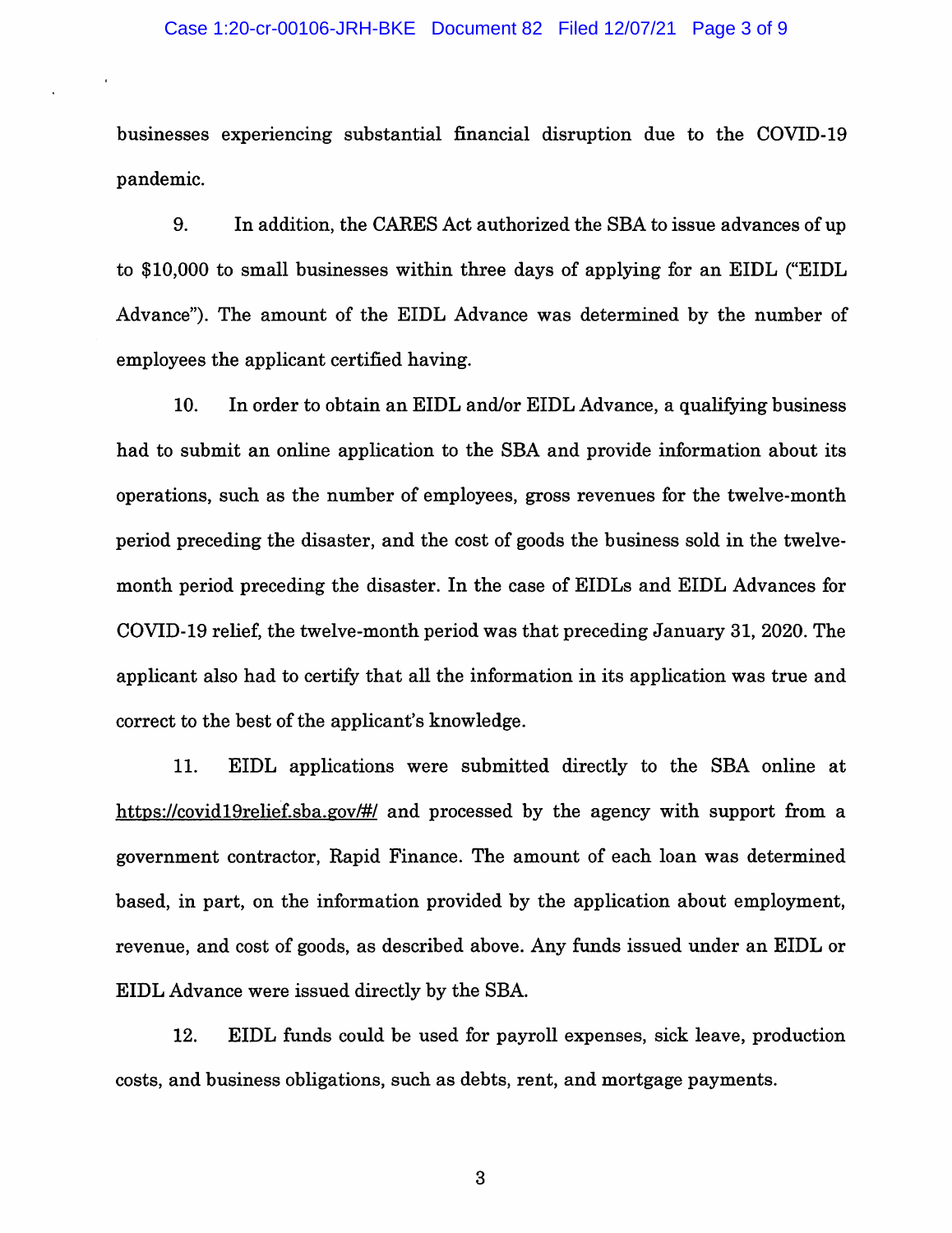businesses experiencing substantial financial disruption due to the COVID-19 pandemic.

9. In addition, the CARES Act authorized the SBA to issue advances of up to $10,000 to small businesses within three days of applying for an EIDL ("EIDL Advance"). The amount of the EIDL Advance was determined by the number of employees the applicant certified having.

10. In order to obtain an EIDL and/or EIDL Advance, a qualifying business had to submit an online application to the SBA and provide information about its operations, such as the number of employees, gross revenues for the twelve-month period preceding the disaster, and the cost of goods the business sold in the twelve-month period preceding the disaster. In the case of EIDLs and EIDL Advances for COVID-19 relief, the twelve-month period was that preceding January 31, 2020. The applicant also had to certify that all the information in its application was true and correct to the best of the applicant's knowledge.

11. EIDL applications were submitted directly to the SBA online at https://covid19relief.sba.gov/#/ and processed by the agency with support from a government contractor, Rapid Finance. The amount of each loan was determined based, in part, on the information provided by the application about employment, revenue, and cost of goods, as described above. Any funds issued under an EIDL or EIDL Advance were issued directly by the SBA.

12. EIDL funds could be used for payroll expenses, sick leave, production costs, and business obligations, such as debts, rent, and mortgage payments.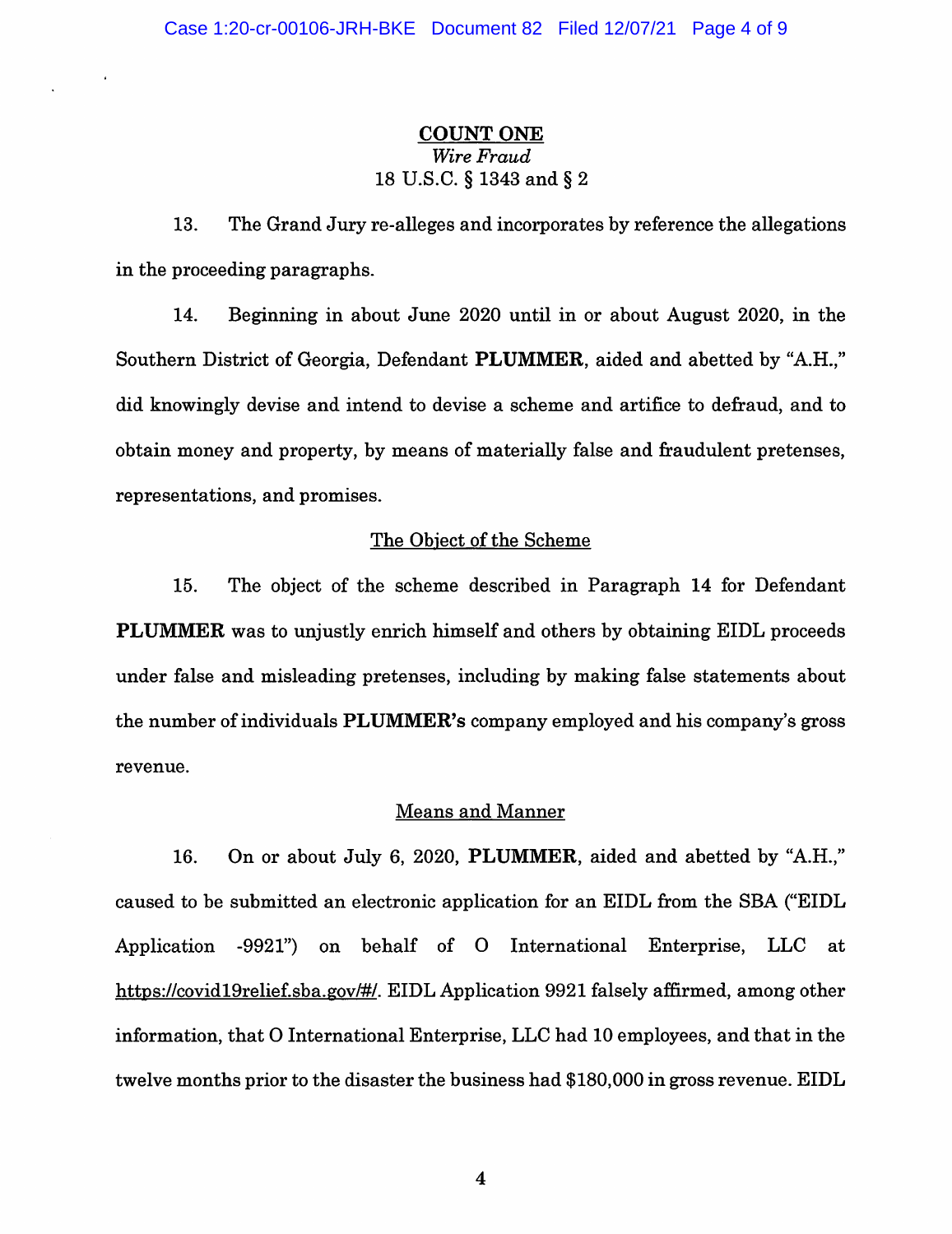**COUNT ONE**

*Wire Fraud*

18 U.S.C. § 1343 and § 2

13. The Grand Jury re-alleges and incorporates by reference the allegations in the proceeding paragraphs.

14. Beginning in about June 2020 until in or about August 2020, in the Southern District of Georgia, Defendant **PLUMMER**, aided and abetted by "A.H.," did knowingly devise and intend to devise a scheme and artifice to defraud, and to obtain money and property, by means of materially false and fraudulent pretenses, representations, and promises.

The Object of the Scheme

15. The object of the scheme described in Paragraph 14 for Defendant **PLUMMER** was to unjustly enrich himself and others by obtaining EIDL proceeds under false and misleading pretenses, including by making false statements about the number of individuals **PLUMMER's** company employed and his company's gross revenue.

Means and Manner

16. On or about July 6, 2020, **PLUMMER**, aided and abetted by "A.H.," caused to be submitted an electronic application for an EIDL from the SBA ("EIDL Application -9921") on behalf of O International Enterprise, LLC at https://covid19relief.sba.gov/#/. EIDL Application 9921 falsely affirmed, among other information, that O International Enterprise, LLC had 10 employees, and that in the twelve months prior to the disaster the business had $180,000 in gross revenue. EIDL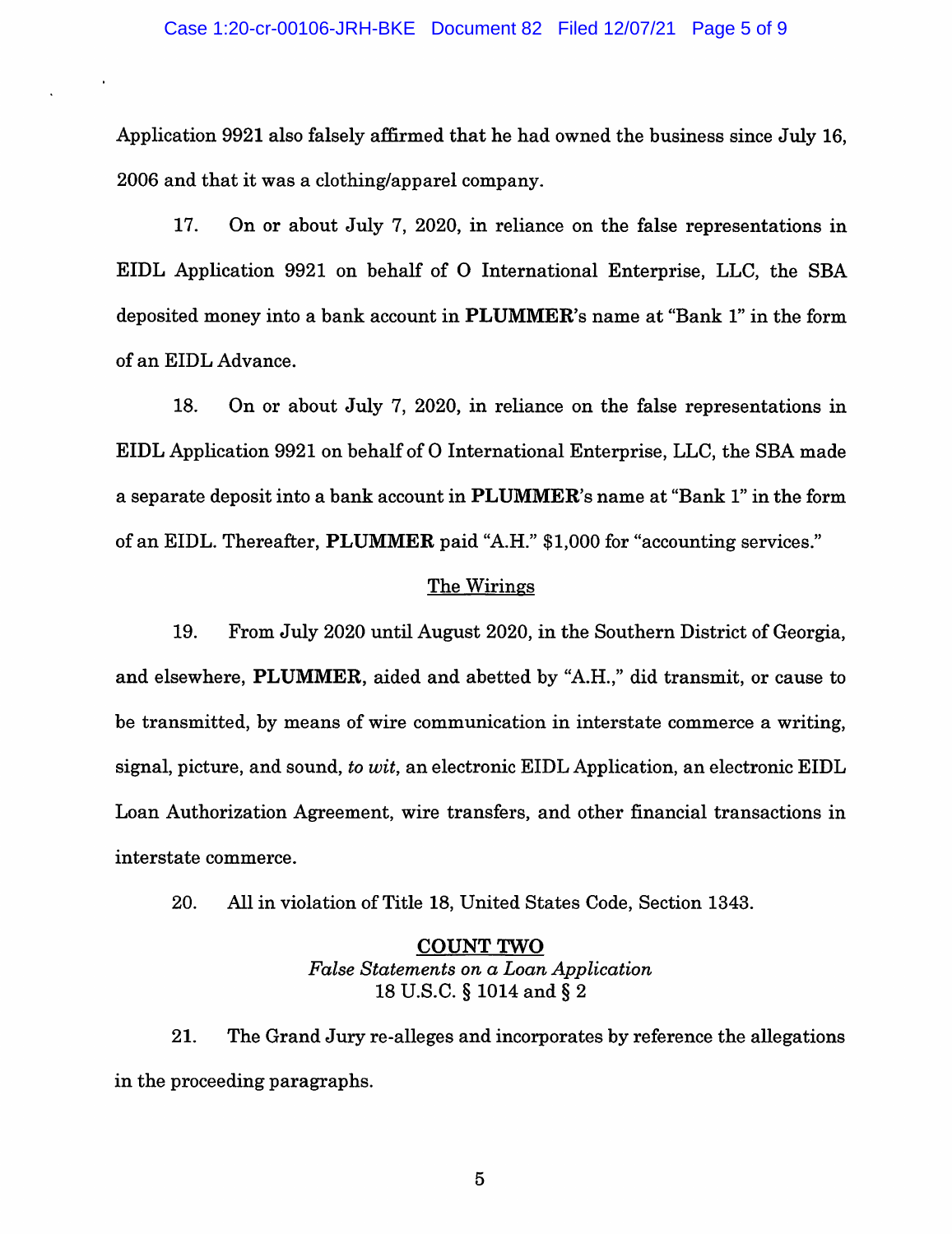Application 9921 also falsely affirmed that he had owned the business since July 16, 2006 and that it was a clothing/apparel company.

17. On or about July 7, 2020, in reliance on the false representations in EIDL Application 9921 on behalf of O International Enterprise, LLC, the SBA deposited money into a bank account in **PLUMMER**'s name at "Bank 1" in the form of an EIDL Advance.

18. On or about July 7, 2020, in reliance on the false representations in EIDL Application 9921 on behalf of O International Enterprise, LLC, the SBA made a separate deposit into a bank account in **PLUMMER**'s name at "Bank 1" in the form of an EIDL. Thereafter, **PLUMMER** paid "A.H." $1,000 for "accounting services."

<u>The Wirings</u>

19. From July 2020 until August 2020, in the Southern District of Georgia, and elsewhere, **PLUMMER**, aided and abetted by "A.H.," did transmit, or cause to be transmitted, by means of wire communication in interstate commerce a writing, signal, picture, and sound, *to wit*, an electronic EIDL Application, an electronic EIDL Loan Authorization Agreement, wire transfers, and other financial transactions in interstate commerce.

20. All in violation of Title 18, United States Code, Section 1343.

**<u>COUNT TWO</u>**
*False Statements on a Loan Application*
18 U.S.C. § 1014 and § 2

21. The Grand Jury re-alleges and incorporates by reference the allegations in the proceeding paragraphs.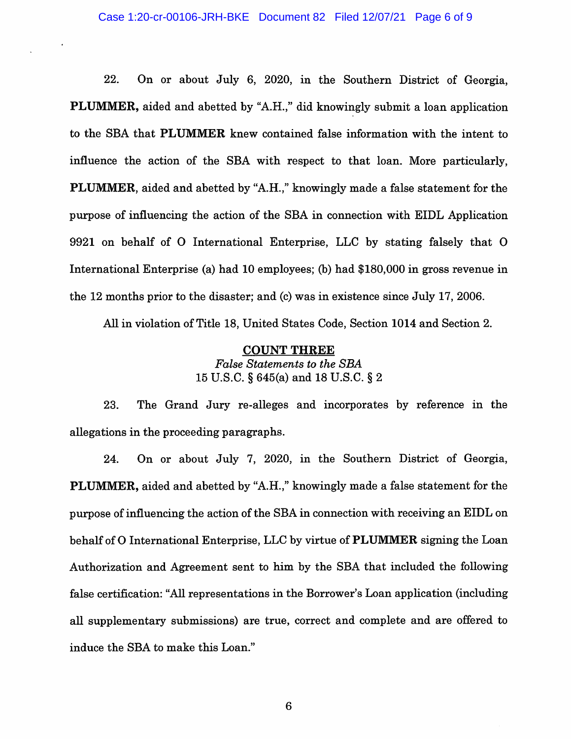22. On or about July 6, 2020, in the Southern District of Georgia, **PLUMMER,** aided and abetted by "A.H.," did knowingly submit a loan application to the SBA that **PLUMMER** knew contained false information with the intent to influence the action of the SBA with respect to that loan. More particularly, **PLUMMER**, aided and abetted by "A.H.," knowingly made a false statement for the purpose of influencing the action of the SBA in connection with EIDL Application 9921 on behalf of O International Enterprise, LLC by stating falsely that O International Enterprise (a) had 10 employees; (b) had $180,000 in gross revenue in the 12 months prior to the disaster; and (c) was in existence since July 17, 2006.

All in violation of Title 18, United States Code, Section 1014 and Section 2.

## COUNT THREE

*False Statements to the SBA*

15 U.S.C. § 645(a) and 18 U.S.C. § 2

23. The Grand Jury re-alleges and incorporates by reference in the allegations in the proceeding paragraphs.

24. On or about July 7, 2020, in the Southern District of Georgia, **PLUMMER,** aided and abetted by "A.H.," knowingly made a false statement for the purpose of influencing the action of the SBA in connection with receiving an EIDL on behalf of O International Enterprise, LLC by virtue of **PLUMMER** signing the Loan Authorization and Agreement sent to him by the SBA that included the following false certification: "All representations in the Borrower's Loan application (including all supplementary submissions) are true, correct and complete and are offered to induce the SBA to make this Loan."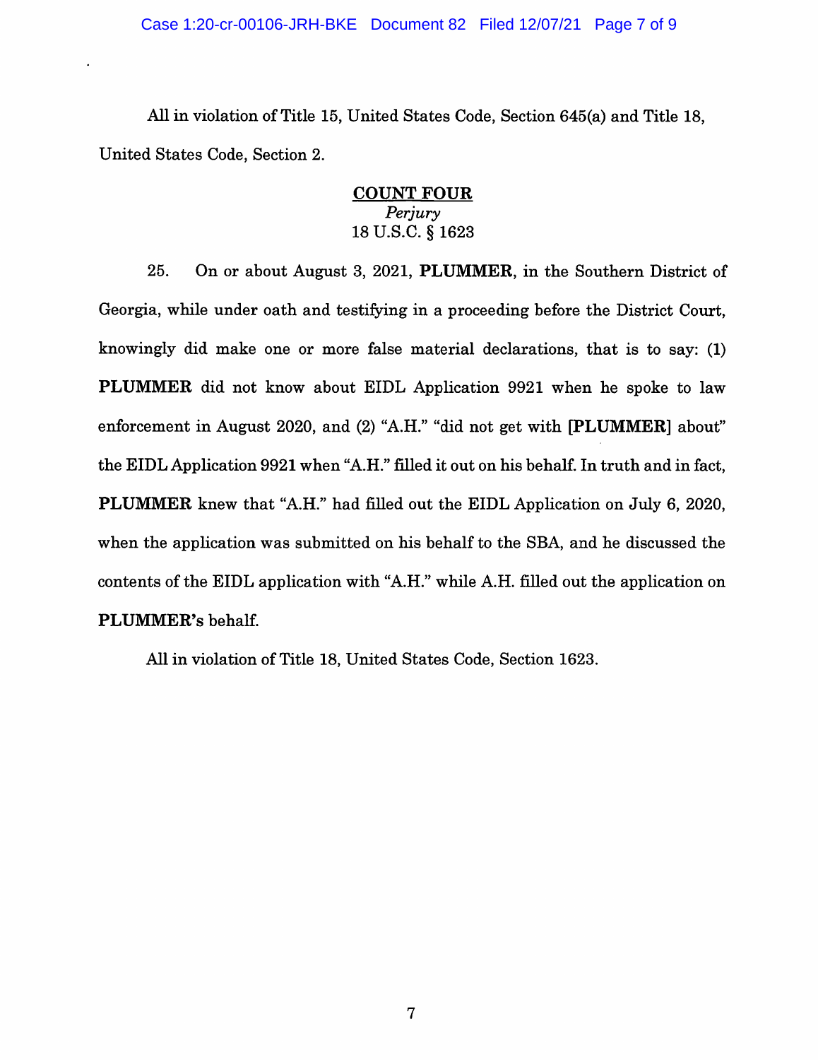All in violation of Title 15, United States Code, Section 645(a) and Title 18, United States Code, Section 2.

**COUNT FOUR**
*Perjury*
18 U.S.C. § 1623

25. On or about August 3, 2021, **PLUMMER**, in the Southern District of Georgia, while under oath and testifying in a proceeding before the District Court, knowingly did make one or more false material declarations, that is to say: (1) **PLUMMER** did not know about EIDL Application 9921 when he spoke to law enforcement in August 2020, and (2) "A.H." "did not get with [**PLUMMER**] about" the EIDL Application 9921 when "A.H." filled it out on his behalf. In truth and in fact, **PLUMMER** knew that "A.H." had filled out the EIDL Application on July 6, 2020, when the application was submitted on his behalf to the SBA, and he discussed the contents of the EIDL application with "A.H." while A.H. filled out the application on **PLUMMER's** behalf.

All in violation of Title 18, United States Code, Section 1623.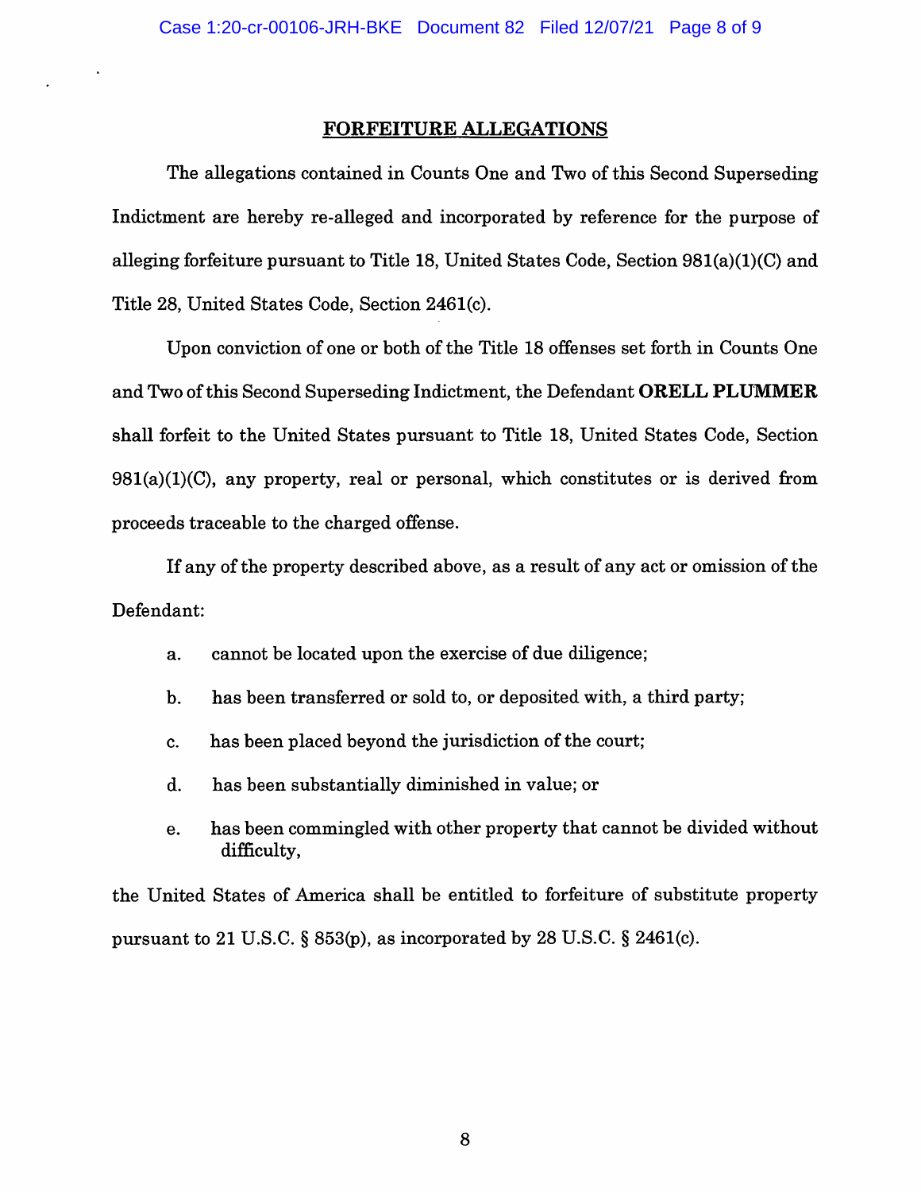## FORFEITURE ALLEGATIONS

The allegations contained in Counts One and Two of this Second Superseding Indictment are hereby re-alleged and incorporated by reference for the purpose of alleging forfeiture pursuant to Title 18, United States Code, Section 981(a)(1)(C) and Title 28, United States Code, Section 2461(c).

Upon conviction of one or both of the Title 18 offenses set forth in Counts One and Two of this Second Superseding Indictment, the Defendant **ORELL PLUMMER** shall forfeit to the United States pursuant to Title 18, United States Code, Section 981(a)(1)(C), any property, real or personal, which constitutes or is derived from proceeds traceable to the charged offense.

If any of the property described above, as a result of any act or omission of the Defendant:

a. cannot be located upon the exercise of due diligence;

b. has been transferred or sold to, or deposited with, a third party;

c. has been placed beyond the jurisdiction of the court;

d. has been substantially diminished in value; or

e. has been commingled with other property that cannot be divided without difficulty,

the United States of America shall be entitled to forfeiture of substitute property pursuant to 21 U.S.C. § 853(p), as incorporated by 28 U.S.C. § 2461(c).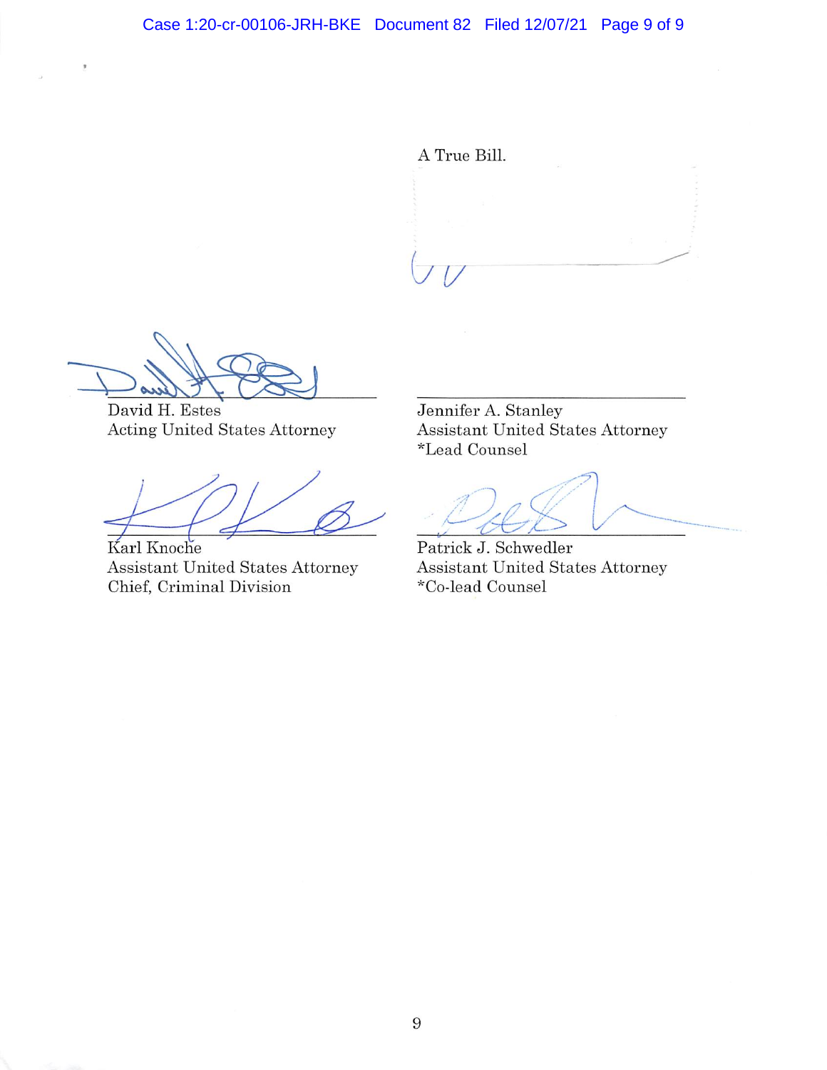A True Bill.

David H. Estes
Acting United States Attorney

Jennifer A. Stanley
Assistant United States Attorney
*Lead Counsel

Karl Knoche
Assistant United States Attorney
Chief, Criminal Division

Patrick J. Schwedler
Assistant United States Attorney
*Co-lead Counsel